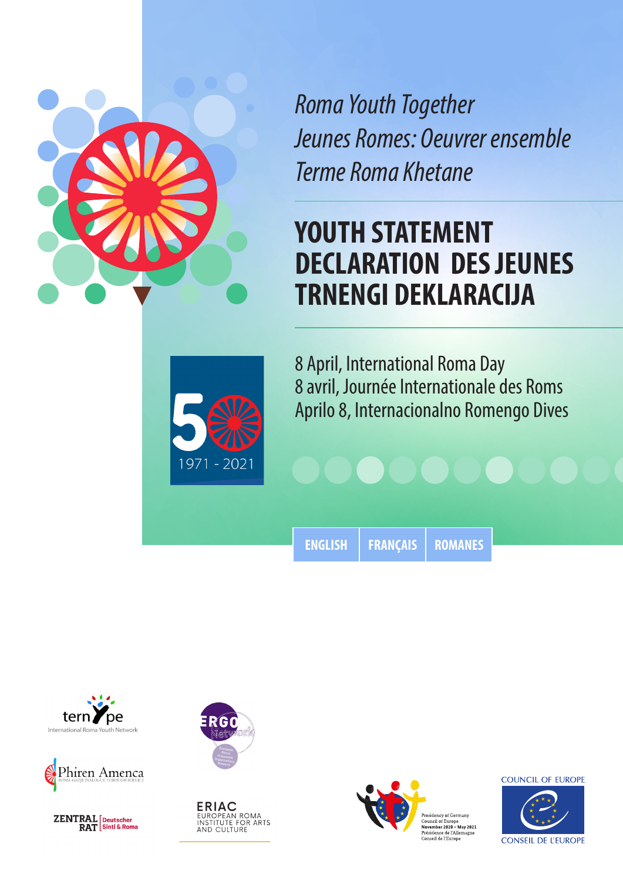*Roma Youth Together*
*Jeunes Romes: Oeuvrer ensemble*
*Terme Roma Khetane*

# YOUTH STATEMENT
# DECLARATION DES JEUNES
# TRNENGI DEKLARACIJA

50
1971 - 2021

8 April, International Roma Day
8 avril, Journée Internationale des Roms
Aprilo 8, Internacionalno Romengo Dives

ENGLISH | FRANÇAIS | ROMANES

ternYpe
International Roma Youth Network

ERGO Network
European Roma Grassroots Organisations Network

Phiren Amenca
ROMA-GADJE DIALOGUE THROUGH SERVICE

ZENTRALRAT Deutscher Sinti & Roma

ERIAC
EUROPEAN ROMA INSTITUTE FOR ARTS AND CULTURE

Presidency of Germany
Council of Europe
November 2020 – May 2021
Présidence de l'Allemagne
Conseil de l'Europe

COUNCIL OF EUROPE
CONSEIL DE L'EUROPE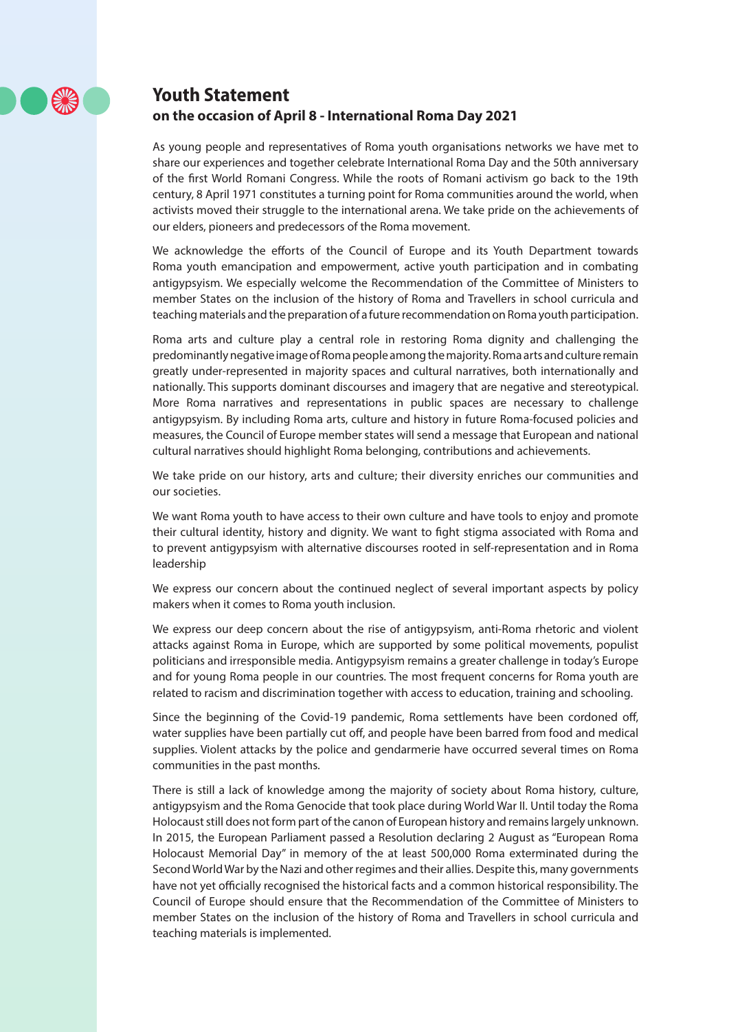# Youth Statement

## on the occasion of April 8 - International Roma Day 2021

As young people and representatives of Roma youth organisations networks we have met to share our experiences and together celebrate International Roma Day and the 50th anniversary of the first World Romani Congress. While the roots of Romani activism go back to the 19th century, 8 April 1971 constitutes a turning point for Roma communities around the world, when activists moved their struggle to the international arena. We take pride on the achievements of our elders, pioneers and predecessors of the Roma movement.

We acknowledge the efforts of the Council of Europe and its Youth Department towards Roma youth emancipation and empowerment, active youth participation and in combating antigypsyism. We especially welcome the Recommendation of the Committee of Ministers to member States on the inclusion of the history of Roma and Travellers in school curricula and teaching materials and the preparation of a future recommendation on Roma youth participation.

Roma arts and culture play a central role in restoring Roma dignity and challenging the predominantly negative image of Roma people among the majority. Roma arts and culture remain greatly under-represented in majority spaces and cultural narratives, both internationally and nationally. This supports dominant discourses and imagery that are negative and stereotypical. More Roma narratives and representations in public spaces are necessary to challenge antigypsyism. By including Roma arts, culture and history in future Roma-focused policies and measures, the Council of Europe member states will send a message that European and national cultural narratives should highlight Roma belonging, contributions and achievements.

We take pride on our history, arts and culture; their diversity enriches our communities and our societies.

We want Roma youth to have access to their own culture and have tools to enjoy and promote their cultural identity, history and dignity. We want to fight stigma associated with Roma and to prevent antigypsyism with alternative discourses rooted in self-representation and in Roma leadership

We express our concern about the continued neglect of several important aspects by policy makers when it comes to Roma youth inclusion.

We express our deep concern about the rise of antigypsyism, anti-Roma rhetoric and violent attacks against Roma in Europe, which are supported by some political movements, populist politicians and irresponsible media. Antigypsyism remains a greater challenge in today's Europe and for young Roma people in our countries. The most frequent concerns for Roma youth are related to racism and discrimination together with access to education, training and schooling.

Since the beginning of the Covid-19 pandemic, Roma settlements have been cordoned off, water supplies have been partially cut off, and people have been barred from food and medical supplies. Violent attacks by the police and gendarmerie have occurred several times on Roma communities in the past months.

There is still a lack of knowledge among the majority of society about Roma history, culture, antigypsyism and the Roma Genocide that took place during World War II. Until today the Roma Holocaust still does not form part of the canon of European history and remains largely unknown. In 2015, the European Parliament passed a Resolution declaring 2 August as "European Roma Holocaust Memorial Day" in memory of the at least 500,000 Roma exterminated during the Second World War by the Nazi and other regimes and their allies. Despite this, many governments have not yet officially recognised the historical facts and a common historical responsibility. The Council of Europe should ensure that the Recommendation of the Committee of Ministers to member States on the inclusion of the history of Roma and Travellers in school curricula and teaching materials is implemented.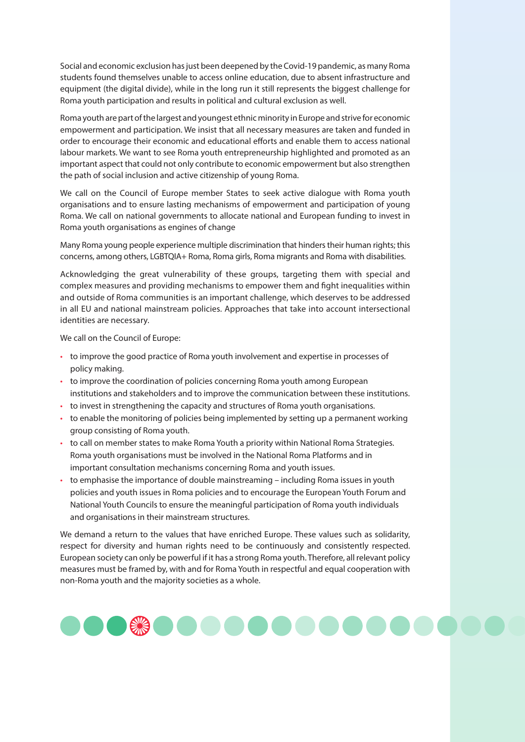Social and economic exclusion has just been deepened by the Covid-19 pandemic, as many Roma students found themselves unable to access online education, due to absent infrastructure and equipment (the digital divide), while in the long run it still represents the biggest challenge for Roma youth participation and results in political and cultural exclusion as well.

Roma youth are part of the largest and youngest ethnic minority in Europe and strive for economic empowerment and participation. We insist that all necessary measures are taken and funded in order to encourage their economic and educational efforts and enable them to access national labour markets. We want to see Roma youth entrepreneurship highlighted and promoted as an important aspect that could not only contribute to economic empowerment but also strengthen the path of social inclusion and active citizenship of young Roma.

We call on the Council of Europe member States to seek active dialogue with Roma youth organisations and to ensure lasting mechanisms of empowerment and participation of young Roma. We call on national governments to allocate national and European funding to invest in Roma youth organisations as engines of change

Many Roma young people experience multiple discrimination that hinders their human rights; this concerns, among others, LGBTQIA+ Roma, Roma girls, Roma migrants and Roma with disabilities.

Acknowledging the great vulnerability of these groups, targeting them with special and complex measures and providing mechanisms to empower them and fight inequalities within and outside of Roma communities is an important challenge, which deserves to be addressed in all EU and national mainstream policies. Approaches that take into account intersectional identities are necessary.

We call on the Council of Europe:

- to improve the good practice of Roma youth involvement and expertise in processes of policy making.
- to improve the coordination of policies concerning Roma youth among European institutions and stakeholders and to improve the communication between these institutions.
- to invest in strengthening the capacity and structures of Roma youth organisations.
- to enable the monitoring of policies being implemented by setting up a permanent working group consisting of Roma youth.
- to call on member states to make Roma Youth a priority within National Roma Strategies. Roma youth organisations must be involved in the National Roma Platforms and in important consultation mechanisms concerning Roma and youth issues.
- to emphasise the importance of double mainstreaming – including Roma issues in youth policies and youth issues in Roma policies and to encourage the European Youth Forum and National Youth Councils to ensure the meaningful participation of Roma youth individuals and organisations in their mainstream structures.

We demand a return to the values that have enriched Europe. These values such as solidarity, respect for diversity and human rights need to be continuously and consistently respected. European society can only be powerful if it has a strong Roma youth. Therefore, all relevant policy measures must be framed by, with and for Roma Youth in respectful and equal cooperation with non-Roma youth and the majority societies as a whole.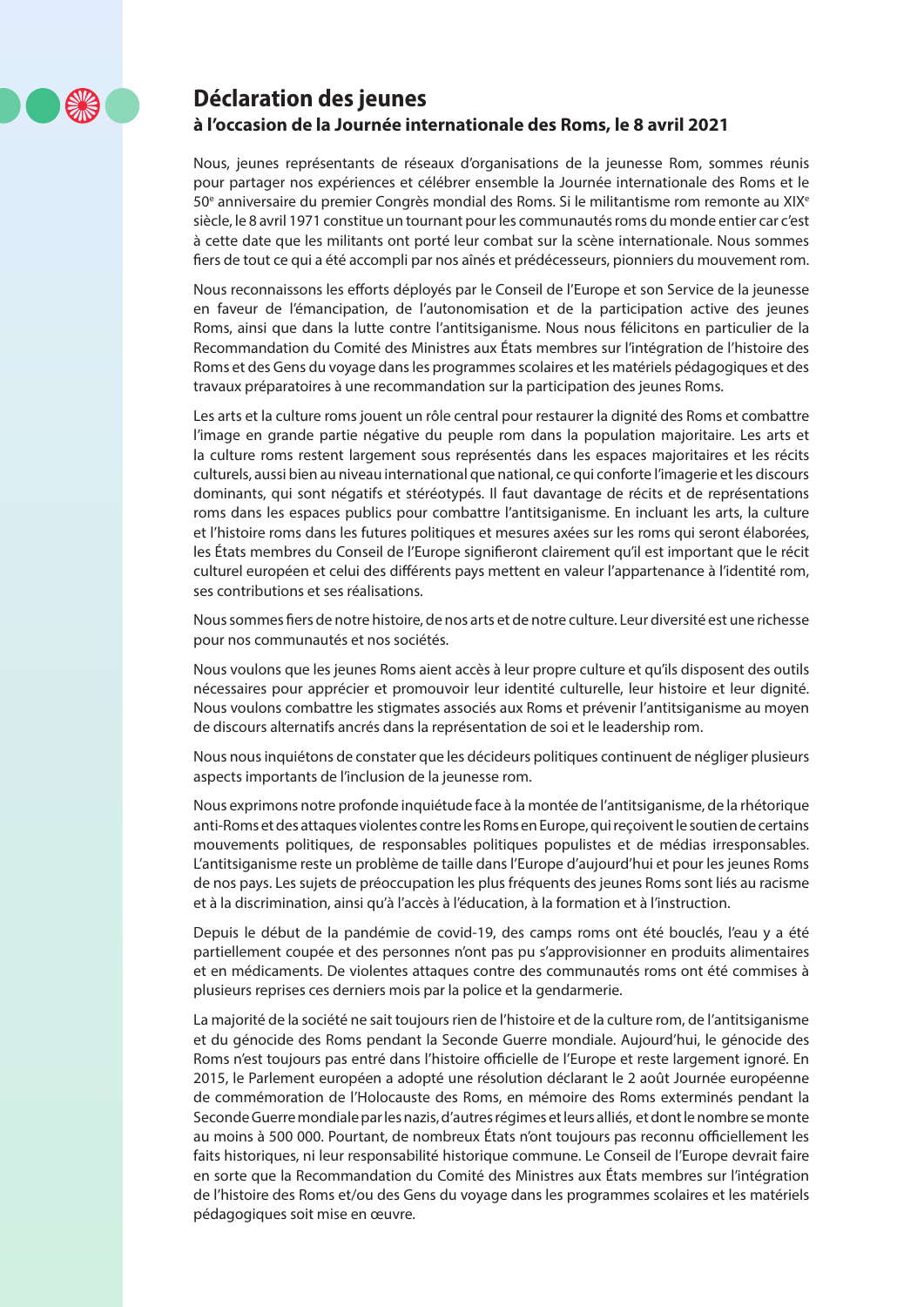# Déclaration des jeunes

## à l'occasion de la Journée internationale des Roms, le 8 avril 2021

Nous, jeunes représentants de réseaux d'organisations de la jeunesse Rom, sommes réunis pour partager nos expériences et célébrer ensemble la Journée internationale des Roms et le 50e anniversaire du premier Congrès mondial des Roms. Si le militantisme rom remonte au XIXe siècle, le 8 avril 1971 constitue un tournant pour les communautés roms du monde entier car c'est à cette date que les militants ont porté leur combat sur la scène internationale. Nous sommes fiers de tout ce qui a été accompli par nos aînés et prédécesseurs, pionniers du mouvement rom.

Nous reconnaissons les efforts déployés par le Conseil de l'Europe et son Service de la jeunesse en faveur de l'émancipation, de l'autonomisation et de la participation active des jeunes Roms, ainsi que dans la lutte contre l'antitsiganisme. Nous nous félicitons en particulier de la Recommandation du Comité des Ministres aux États membres sur l'intégration de l'histoire des Roms et des Gens du voyage dans les programmes scolaires et les matériels pédagogiques et des travaux préparatoires à une recommandation sur la participation des jeunes Roms.

Les arts et la culture roms jouent un rôle central pour restaurer la dignité des Roms et combattre l'image en grande partie négative du peuple rom dans la population majoritaire. Les arts et la culture roms restent largement sous représentés dans les espaces majoritaires et les récits culturels, aussi bien au niveau international que national, ce qui conforte l'imagerie et les discours dominants, qui sont négatifs et stéréotypés. Il faut davantage de récits et de représentations roms dans les espaces publics pour combattre l'antitsiganisme. En incluant les arts, la culture et l'histoire roms dans les futures politiques et mesures axées sur les roms qui seront élaborées, les États membres du Conseil de l'Europe signifieront clairement qu'il est important que le récit culturel européen et celui des différents pays mettent en valeur l'appartenance à l'identité rom, ses contributions et ses réalisations.

Nous sommes fiers de notre histoire, de nos arts et de notre culture. Leur diversité est une richesse pour nos communautés et nos sociétés.

Nous voulons que les jeunes Roms aient accès à leur propre culture et qu'ils disposent des outils nécessaires pour apprécier et promouvoir leur identité culturelle, leur histoire et leur dignité. Nous voulons combattre les stigmates associés aux Roms et prévenir l'antitsiganisme au moyen de discours alternatifs ancrés dans la représentation de soi et le leadership rom.

Nous nous inquiétons de constater que les décideurs politiques continuent de négliger plusieurs aspects importants de l'inclusion de la jeunesse rom.

Nous exprimons notre profonde inquiétude face à la montée de l'antitsiganisme, de la rhétorique anti-Roms et des attaques violentes contre les Roms en Europe, qui reçoivent le soutien de certains mouvements politiques, de responsables politiques populistes et de médias irresponsables. L'antitsiganisme reste un problème de taille dans l'Europe d'aujourd'hui et pour les jeunes Roms de nos pays. Les sujets de préoccupation les plus fréquents des jeunes Roms sont liés au racisme et à la discrimination, ainsi qu'à l'accès à l'éducation, à la formation et à l'instruction.

Depuis le début de la pandémie de covid-19, des camps roms ont été bouclés, l'eau y a été partiellement coupée et des personnes n'ont pas pu s'approvisionner en produits alimentaires et en médicaments. De violentes attaques contre des communautés roms ont été commises à plusieurs reprises ces derniers mois par la police et la gendarmerie.

La majorité de la société ne sait toujours rien de l'histoire et de la culture rom, de l'antitsiganisme et du génocide des Roms pendant la Seconde Guerre mondiale. Aujourd'hui, le génocide des Roms n'est toujours pas entré dans l'histoire officielle de l'Europe et reste largement ignoré. En 2015, le Parlement européen a adopté une résolution déclarant le 2 août Journée européenne de commémoration de l'Holocauste des Roms, en mémoire des Roms exterminés pendant la Seconde Guerre mondiale par les nazis, d'autres régimes et leurs alliés, et dont le nombre se monte au moins à 500 000. Pourtant, de nombreux États n'ont toujours pas reconnu officiellement les faits historiques, ni leur responsabilité historique commune. Le Conseil de l'Europe devrait faire en sorte que la Recommandation du Comité des Ministres aux États membres sur l'intégration de l'histoire des Roms et/ou des Gens du voyage dans les programmes scolaires et les matériels pédagogiques soit mise en œuvre.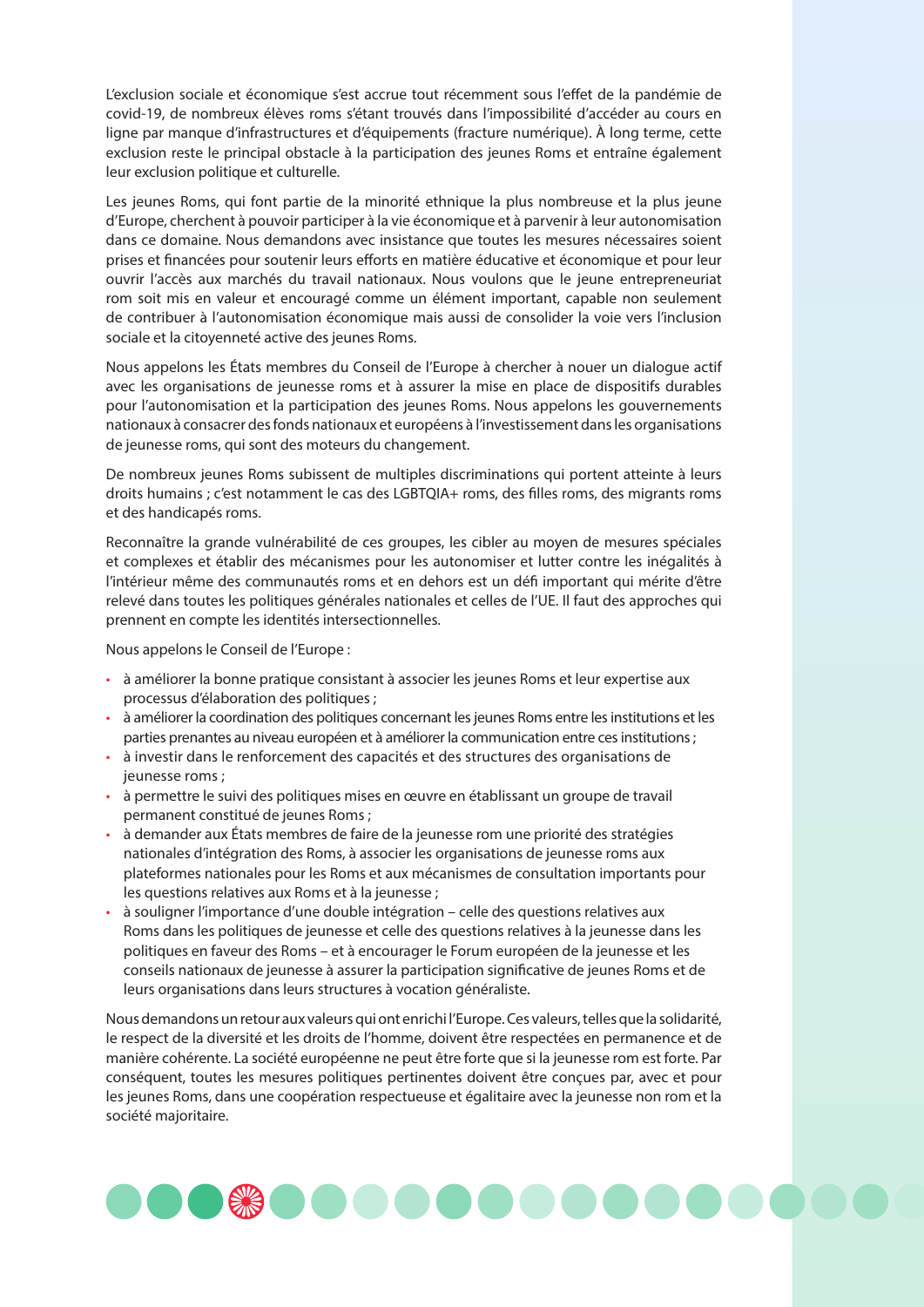L'exclusion sociale et économique s'est accrue tout récemment sous l'effet de la pandémie de covid-19, de nombreux élèves roms s'étant trouvés dans l'impossibilité d'accéder au cours en ligne par manque d'infrastructures et d'équipements (fracture numérique). À long terme, cette exclusion reste le principal obstacle à la participation des jeunes Roms et entraîne également leur exclusion politique et culturelle.

Les jeunes Roms, qui font partie de la minorité ethnique la plus nombreuse et la plus jeune d'Europe, cherchent à pouvoir participer à la vie économique et à parvenir à leur autonomisation dans ce domaine. Nous demandons avec insistance que toutes les mesures nécessaires soient prises et financées pour soutenir leurs efforts en matière éducative et économique et pour leur ouvrir l'accès aux marchés du travail nationaux. Nous voulons que le jeune entrepreneuriat rom soit mis en valeur et encouragé comme un élément important, capable non seulement de contribuer à l'autonomisation économique mais aussi de consolider la voie vers l'inclusion sociale et la citoyenneté active des jeunes Roms.

Nous appelons les États membres du Conseil de l'Europe à chercher à nouer un dialogue actif avec les organisations de jeunesse roms et à assurer la mise en place de dispositifs durables pour l'autonomisation et la participation des jeunes Roms. Nous appelons les gouvernements nationaux à consacrer des fonds nationaux et européens à l'investissement dans les organisations de jeunesse roms, qui sont des moteurs du changement.

De nombreux jeunes Roms subissent de multiples discriminations qui portent atteinte à leurs droits humains ; c'est notamment le cas des LGBTQIA+ roms, des filles roms, des migrants roms et des handicapés roms.

Reconnaître la grande vulnérabilité de ces groupes, les cibler au moyen de mesures spéciales et complexes et établir des mécanismes pour les autonomiser et lutter contre les inégalités à l'intérieur même des communautés roms et en dehors est un défi important qui mérite d'être relevé dans toutes les politiques générales nationales et celles de l'UE. Il faut des approches qui prennent en compte les identités intersectionnelles.

Nous appelons le Conseil de l'Europe :

- à améliorer la bonne pratique consistant à associer les jeunes Roms et leur expertise aux processus d'élaboration des politiques ;
- à améliorer la coordination des politiques concernant les jeunes Roms entre les institutions et les parties prenantes au niveau européen et à améliorer la communication entre ces institutions ;
- à investir dans le renforcement des capacités et des structures des organisations de jeunesse roms ;
- à permettre le suivi des politiques mises en œuvre en établissant un groupe de travail permanent constitué de jeunes Roms ;
- à demander aux États membres de faire de la jeunesse rom une priorité des stratégies nationales d'intégration des Roms, à associer les organisations de jeunesse roms aux plateformes nationales pour les Roms et aux mécanismes de consultation importants pour les questions relatives aux Roms et à la jeunesse ;
- à souligner l'importance d'une double intégration – celle des questions relatives aux Roms dans les politiques de jeunesse et celle des questions relatives à la jeunesse dans les politiques en faveur des Roms – et à encourager le Forum européen de la jeunesse et les conseils nationaux de jeunesse à assurer la participation significative de jeunes Roms et de leurs organisations dans leurs structures à vocation généraliste.

Nous demandons un retour aux valeurs qui ont enrichi l'Europe. Ces valeurs, telles que la solidarité, le respect de la diversité et les droits de l'homme, doivent être respectées en permanence et de manière cohérente. La société européenne ne peut être forte que si la jeunesse rom est forte. Par conséquent, toutes les mesures politiques pertinentes doivent être conçues par, avec et pour les jeunes Roms, dans une coopération respectueuse et égalitaire avec la jeunesse non rom et la société majoritaire.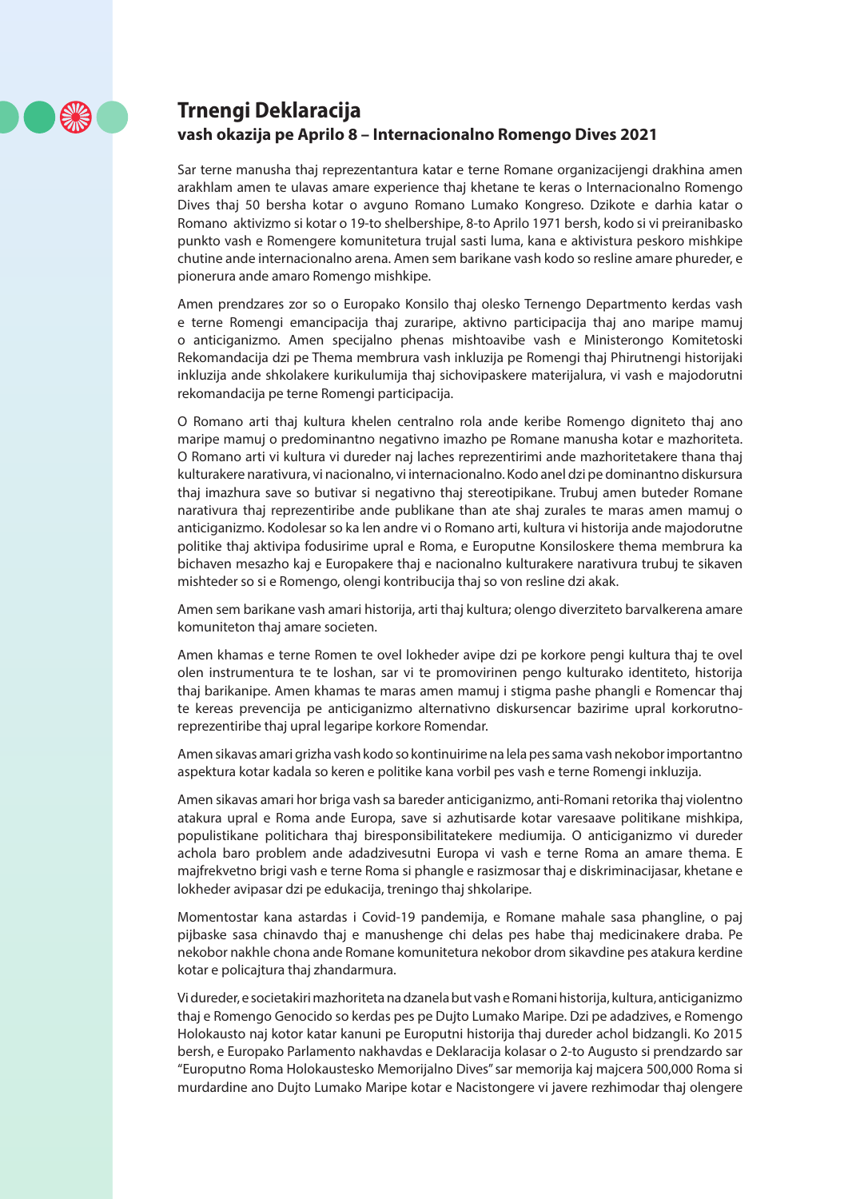# Trnengi Deklaracija

### vash okazija pe Aprilo 8 – Internacionalno Romengo Dives 2021

Sar terne manusha thaj reprezentantura katar e terne Romane organizacijengi drakhina amen arakhlam amen te ulavas amare experience thaj khetane te keras o Internacionalno Romengo Dives thaj 50 bersha kotar o avguno Romano Lumako Kongreso. Dzikote e darhia katar o Romano aktivizmo si kotar o 19-to shelbershipe, 8-to Aprilo 1971 bersh, kodo si vi preiranibasko punkto vash e Romengere komunitetura trujal sasti luma, kana e aktivistura peskoro mishkipe chutine ande internacionalno arena. Amen sem barikane vash kodo so resline amare phureder, e pionerura ande amaro Romengo mishkipe.

Amen prendzares zor so o Europako Konsilo thaj olesko Ternengo Departmento kerdas vash e terne Romengi emancipacija thaj zuraripe, aktivno participacija thaj ano maripe mamuj o anticiganizmo. Amen specijalno phenas mishtoavibe vash e Ministerongo Komitetoski Rekomandacija dzi pe Thema membrura vash inkluzija pe Romengi thaj Phirutnengi historijaki inkluzija ande shkolakere kurikulumija thaj sichovipaskere materijalura, vi vash e majodorutni rekomandacija pe terne Romengi participacija.

O Romano arti thaj kultura khelen centralno rola ande keribe Romengo digniteto thaj ano maripe mamuj o predominantno negativno imazho pe Romane manusha kotar e mazhoriteta. O Romano arti vi kultura vi dureder naj laches reprezentirimi ande mazhoritetakere thana thaj kulturakere narativura, vi nacionalno, vi internacionalno. Kodo anel dzi pe dominantno diskursura thaj imazhura save so butivar si negativno thaj stereotipikane. Trubuj amen buteder Romane narativura thaj reprezentiribe ande publikane than ate shaj zurales te maras amen mamuj o anticiganizmo. Kodolesar so ka len andre vi o Romano arti, kultura vi historija ande majodorutne politike thaj aktivipa fodusirime upral e Roma, e Europutne Konsiloskere thema membrura ka bichaven mesazho kaj e Europakere thaj e nacionalno kulturakere narativura trubuj te sikaven mishteder so si e Romengo, olengi kontribucija thaj so von resline dzi akak.

Amen sem barikane vash amari historija, arti thaj kultura; olengo diverziteto barvalkerena amare komuniteton thaj amare societen.

Amen khamas e terne Romen te ovel lokheder avipe dzi pe korkore pengi kultura thaj te ovel olen instrumentura te te loshan, sar vi te promovirinen pengo kulturako identiteto, historija thaj barikanipe. Amen khamas te maras amen mamuj i stigma pashe phangli e Romencar thaj te kereas prevencija pe anticiganizmo alternativno diskursencar bazirime upral korkorutno-reprezentiribe thaj upral legaripe korkore Romendar.

Amen sikavas amari grizha vash kodo so kontinuirime na lela pes sama vash nekobor importantno aspektura kotar kadala so keren e politike kana vorbil pes vash e terne Romengi inkluzija.

Amen sikavas amari hor briga vash sa bareder anticiganizmo, anti-Romani retorika thaj violentno atakura upral e Roma ande Europa, save si azhutisarde kotar varesaave politikane mishkipa, populistikane politichara thaj biresponsibilitatekere mediumija. O anticiganizmo vi dureder achola baro problem ande adadzivesutni Europa vi vash e terne Roma an amare thema. E majfrekvetno brigi vash e terne Roma si phangle e rasizmosar thaj e diskriminacijasar, khetane e lokheder avipasar dzi pe edukacija, treningo thaj shkolaripe.

Momentostar kana astardas i Covid-19 pandemija, e Romane mahale sasa phangline, o paj pijbaske sasa chinavdo thaj e manushenge chi delas pes habe thaj medicinakere draba. Pe nekobor nakhle chona ande Romane komunitetura nekobor drom sikavdine pes atakura kerdine kotar e policajtura thaj zhandarmura.

Vi dureder, e societakiri mazhoriteta na dzanela but vash e Romani historija, kultura, anticiganizmo thaj e Romengo Genocido so kerdas pes pe Dujto Lumako Maripe. Dzi pe adadzives, e Romengo Holokausto naj kotor katar kanuni pe Europutni historija thaj dureder achol bidzangli. Ko 2015 bersh, e Europako Parlamento nakhavdas e Deklaracija kolasar o 2-to Augusto si prendzardo sar "Europutno Roma Holokaustesko Memorijalno Dives" sar memorija kaj majcera 500,000 Roma si murdardine ano Dujto Lumako Maripe kotar e Nacistongere vi javere rezhimodar thaj olengere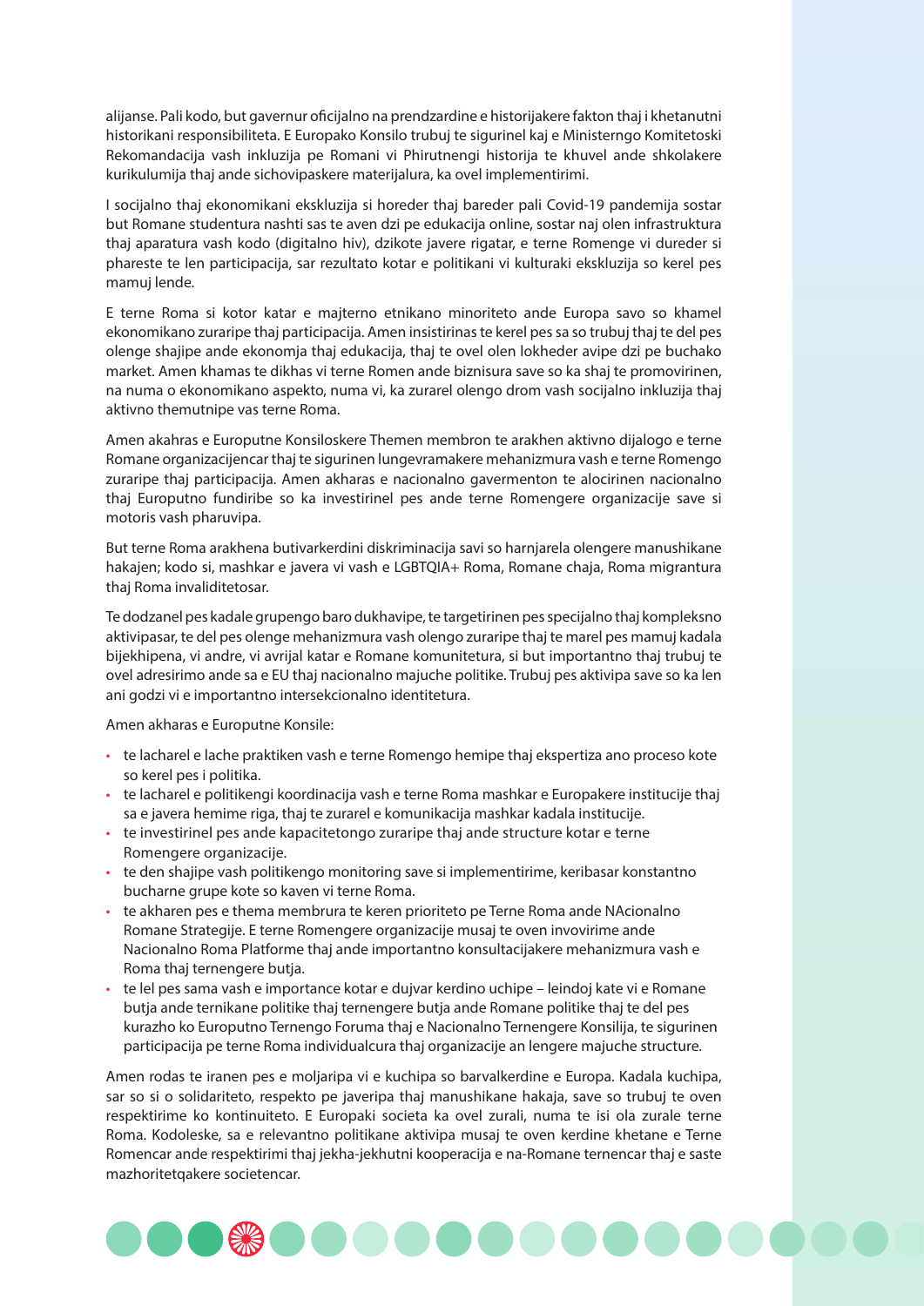alijanse. Pali kodo, but gavernur oficijalno na prendzardine e historijakere fakton thaj i khetanutni historikani responsibiliteta. E Europako Konsilo trubuj te sigurinel kaj e Ministerngo Komitetoski Rekomandacija vash inkluzija pe Romani vi Phirutnengi historija te khuvel ande shkolakere kurikulumija thaj ande sichovipaskere materijalura, ka ovel implementirimi.

I socijalno thaj ekonomikani ekskluzija si horeder thaj bareder pali Covid-19 pandemija sostar but Romane studentura nashti sas te aven dzi pe edukacija online, sostar naj olen infrastruktura thaj aparatura vash kodo (digitalno hiv), dzikote javere rigatar, e terne Romenge vi dureder si phareste te len participacija, sar rezultato kotar e politikani vi kulturaki ekskluzija so kerel pes mamuj lende.

E terne Roma si kotor katar e majterno etnikano minoriteto ande Europa savo so khamel ekonomikano zuraripe thaj participacija. Amen insistirinas te kerel pes sa so trubuj thaj te del pes olenge shajipe ande ekonomja thaj edukacija, thaj te ovel olen lokheder avipe dzi pe buchako market. Amen khamas te dikhas vi terne Romen ande biznisura save so ka shaj te promovirinen, na numa o ekonomikano aspekto, numa vi, ka zurarel olengo drom vash socijalno inkluzija thaj aktivno themutnipe vas terne Roma.

Amen akahras e Europutne Konsiloskere Themen membron te arakhen aktivno dijalogo e terne Romane organizacijencar thaj te sigurinen lungevramakere mehanizmura vash e terne Romengo zuraripe thaj participacija. Amen akharas e nacionalno gavermenton te alocirinen nacionalno thaj Europutno fundiribe so ka investirinel pes ande terne Romengere organizacije save si motoris vash pharuvipa.

But terne Roma arakhena butivarkerdini diskriminacija savi so harnjarela olengere manushikane hakajen; kodo si, mashkar e javera vi vash e LGBTQIA+ Roma, Romane chaja, Roma migrantura thaj Roma invaliditetosar.

Te dodzanel pes kadale grupengo baro dukhavipe, te targetirinen pes specijalno thaj kompleksno aktivipasar, te del pes olenge mehanizmura vash olengo zuraripe thaj te marel pes mamuj kadala bijekhipena, vi andre, vi avrijal katar e Romane komunitetura, si but importantno thaj trubuj te ovel adresirimo ande sa e EU thaj nacionalno majuche politike. Trubuj pes aktivipa save so ka len ani godzi vi e importantno intersekcionalno identitetura.

Amen akharas e Europutne Konsile:

- te lacharel e lache praktiken vash e terne Romengo hemipe thaj ekspertiza ano proceso kote so kerel pes i politika.
- te lacharel e politikengi koordinacija vash e terne Roma mashkar e Europakere institucije thaj sa e javera hemime riga, thaj te zurarel e komunikacija mashkar kadala institucije.
- te investirinel pes ande kapacitetongo zuraripe thaj ande structure kotar e terne Romengere organizacije.
- te den shajipe vash politikengo monitoring save si implementirime, keribasar konstantno bucharne grupe kote so kaven vi terne Roma.
- te akharen pes e thema membrura te keren prioriteto pe Terne Roma ande NAcionalno Romane Strategije. E terne Romengere organizacije musaj te oven invovirime ande Nacionalno Roma Platforme thaj ande importantno konsultacijakere mehanizmura vash e Roma thaj ternengere butja.
- te lel pes sama vash e importance kotar e dujvar kerdino uchipe – leindoj kate vi e Romane butja ande ternikane politike thaj ternengere butja ande Romane politike thaj te del pes kurazho ko Europutno Ternengo Foruma thaj e Nacionalno Ternengere Konsilija, te sigurinen participacija pe terne Roma individualcura thaj organizacije an lengere majuche structure.

Amen rodas te iranen pes e moljaripa vi e kuchipa so barvalkerdine e Europa. Kadala kuchipa, sar so si o solidariteto, respekto pe javeripa thaj manushikane hakaja, save so trubuj te oven respektirime ko kontinuiteto. E Europaki societa ka ovel zurali, numa te isi ola zurale terne Roma. Kodoleske, sa e relevantno politikane aktivipa musaj te oven kerdine khetane e Terne Romencar ande respektirimi thaj jekha-jekhutni kooperacija e na-Romane ternencar thaj e saste mazhoritetqakere societencar.